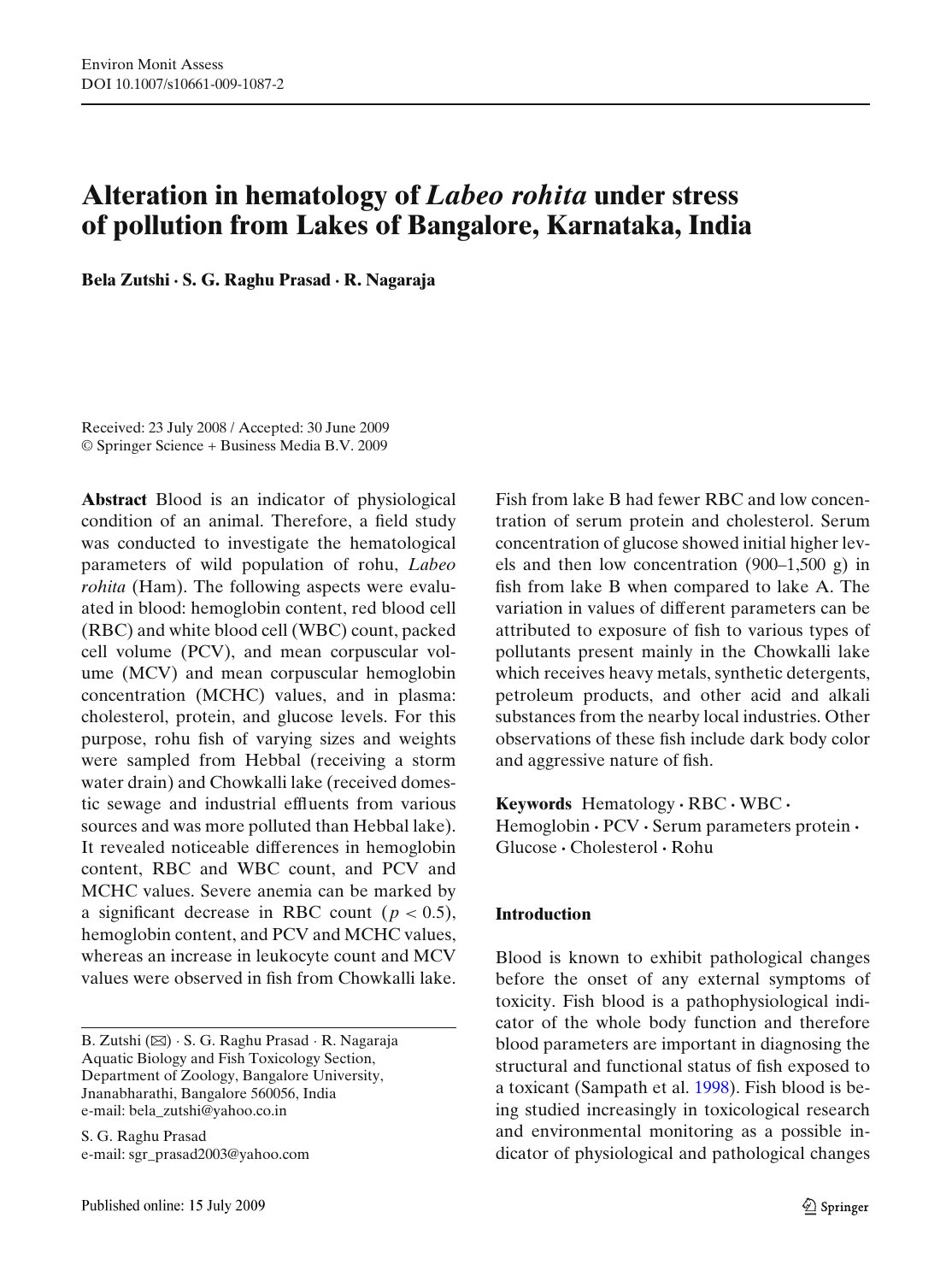# Alteration in hematology of *Labeo rohita* under stress of pollution from Lakes of Bangalore, Karnataka, India

**Bela Zutshi · S. G. Raghu Prasad · R. Nagaraja**

Received: 23 July 2008 / Accepted: 30 June 2009
© Springer Science + Business Media B.V. 2009

**Abstract** Blood is an indicator of physiological condition of an animal. Therefore, a field study was conducted to investigate the hematological parameters of wild population of rohu, *Labeo rohita* (Ham). The following aspects were evaluated in blood: hemoglobin content, red blood cell (RBC) and white blood cell (WBC) count, packed cell volume (PCV), and mean corpuscular volume (MCV) and mean corpuscular hemoglobin concentration (MCHC) values, and in plasma: cholesterol, protein, and glucose levels. For this purpose, rohu fish of varying sizes and weights were sampled from Hebbal (receiving a storm water drain) and Chowkalli lake (received domestic sewage and industrial effluents from various sources and was more polluted than Hebbal lake). It revealed noticeable differences in hemoglobin content, RBC and WBC count, and PCV and MCHC values. Severe anemia can be marked by a significant decrease in RBC count ($p < 0.5$), hemoglobin content, and PCV and MCHC values, whereas an increase in leukocyte count and MCV values were observed in fish from Chowkalli lake. Fish from lake B had fewer RBC and low concentration of serum protein and cholesterol. Serum concentration of glucose showed initial higher levels and then low concentration (900–1,500 g) in fish from lake B when compared to lake A. The variation in values of different parameters can be attributed to exposure of fish to various types of pollutants present mainly in the Chowkalli lake which receives heavy metals, synthetic detergents, petroleum products, and other acid and alkali substances from the nearby local industries. Other observations of these fish include dark body color and aggressive nature of fish.

**Keywords** Hematology · RBC · WBC · Hemoglobin · PCV · Serum parameters protein · Glucose · Cholesterol · Rohu

B. Zutshi (✉) · S. G. Raghu Prasad · R. Nagaraja
Aquatic Biology and Fish Toxicology Section, Department of Zoology, Bangalore University, Jnanabharathi, Bangalore 560056, India
e-mail: bela_zutshi@yahoo.co.in

S. G. Raghu Prasad
e-mail: sgr_prasad2003@yahoo.com

## Introduction

Blood is known to exhibit pathological changes before the onset of any external symptoms of toxicity. Fish blood is a pathophysiological indicator of the whole body function and therefore blood parameters are important in diagnosing the structural and functional status of fish exposed to a toxicant (Sampath et al. 1998). Fish blood is being studied increasingly in toxicological research and environmental monitoring as a possible indicator of physiological and pathological changes

Published online: 15 July 2009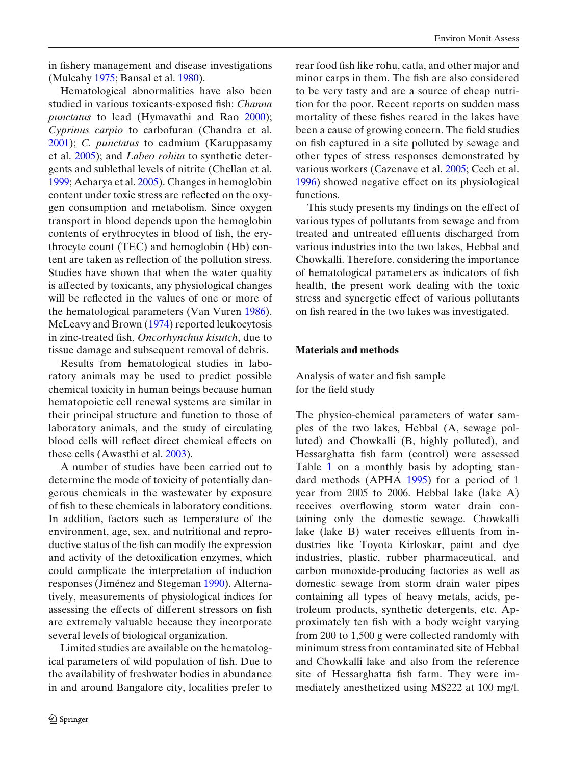in fishery management and disease investigations (Mulcahy 1975; Bansal et al. 1980).

Hematological abnormalities have also been studied in various toxicants-exposed fish: *Channa punctatus* to lead (Hymavathi and Rao 2000); *Cyprinus carpio* to carbofuran (Chandra et al. 2001); *C. punctatus* to cadmium (Karuppasamy et al. 2005); and *Labeo rohita* to synthetic detergents and sublethal levels of nitrite (Chellan et al. 1999; Acharya et al. 2005). Changes in hemoglobin content under toxic stress are reflected on the oxygen consumption and metabolism. Since oxygen transport in blood depends upon the hemoglobin contents of erythrocytes in blood of fish, the erythrocyte count (TEC) and hemoglobin (Hb) content are taken as reflection of the pollution stress. Studies have shown that when the water quality is affected by toxicants, any physiological changes will be reflected in the values of one or more of the hematological parameters (Van Vuren 1986). McLeavy and Brown (1974) reported leukocytosis in zinc-treated fish, *Oncorhynchus kisutch*, due to tissue damage and subsequent removal of debris.

Results from hematological studies in laboratory animals may be used to predict possible chemical toxicity in human beings because human hematopoietic cell renewal systems are similar in their principal structure and function to those of laboratory animals, and the study of circulating blood cells will reflect direct chemical effects on these cells (Awasthi et al. 2003).

A number of studies have been carried out to determine the mode of toxicity of potentially dangerous chemicals in the wastewater by exposure of fish to these chemicals in laboratory conditions. In addition, factors such as temperature of the environment, age, sex, and nutritional and reproductive status of the fish can modify the expression and activity of the detoxification enzymes, which could complicate the interpretation of induction responses (Jiménez and Stegeman 1990). Alternatively, measurements of physiological indices for assessing the effects of different stressors on fish are extremely valuable because they incorporate several levels of biological organization.

Limited studies are available on the hematological parameters of wild population of fish. Due to the availability of freshwater bodies in abundance in and around Bangalore city, localities prefer to rear food fish like rohu, catla, and other major and minor carps in them. The fish are also considered to be very tasty and are a source of cheap nutrition for the poor. Recent reports on sudden mass mortality of these fishes reared in the lakes have been a cause of growing concern. The field studies on fish captured in a site polluted by sewage and other types of stress responses demonstrated by various workers (Cazenave et al. 2005; Cech et al. 1996) showed negative effect on its physiological functions.

This study presents my findings on the effect of various types of pollutants from sewage and from treated and untreated effluents discharged from various industries into the two lakes, Hebbal and Chowkalli. Therefore, considering the importance of hematological parameters as indicators of fish health, the present work dealing with the toxic stress and synergetic effect of various pollutants on fish reared in the two lakes was investigated.

## Materials and methods

### Analysis of water and fish sample for the field study

The physico-chemical parameters of water samples of the two lakes, Hebbal (A, sewage polluted) and Chowkalli (B, highly polluted), and Hessarghatta fish farm (control) were assessed Table 1 on a monthly basis by adopting standard methods (APHA 1995) for a period of 1 year from 2005 to 2006. Hebbal lake (lake A) receives overflowing storm water drain containing only the domestic sewage. Chowkalli lake (lake B) water receives effluents from industries like Toyota Kirloskar, paint and dye industries, plastic, rubber pharmaceutical, and carbon monoxide-producing factories as well as domestic sewage from storm drain water pipes containing all types of heavy metals, acids, petroleum products, synthetic detergents, etc. Approximately ten fish with a body weight varying from 200 to 1,500 g were collected randomly with minimum stress from contaminated site of Hebbal and Chowkalli lake and also from the reference site of Hessarghatta fish farm. They were immediately anesthetized using MS222 at 100 mg/l.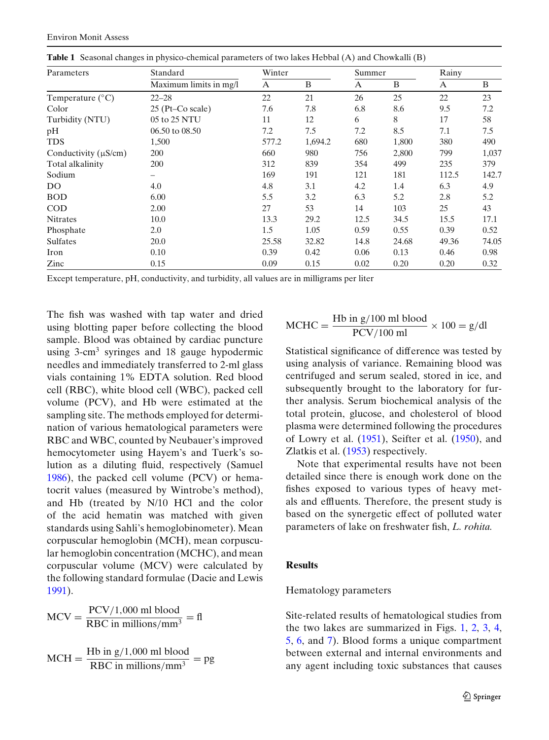**Table 1** Seasonal changes in physico-chemical parameters of two lakes Hebbal (A) and Chowkalli (B)

| Parameters | Standard | Winter | | Summer | | Rainy | |
|---|---|---|---|---|---|---|---|
| | Maximum limits in mg/l | A | B | A | B | A | B |
| Temperature (°C) | 22–28 | 22 | 21 | 26 | 25 | 22 | 23 |
| Color | 25 (Pt–Co scale) | 7.6 | 7.8 | 6.8 | 8.6 | 9.5 | 7.2 |
| Turbidity (NTU) | 05 to 25 NTU | 11 | 12 | 6 | 8 | 17 | 58 |
| pH | 06.50 to 08.50 | 7.2 | 7.5 | 7.2 | 8.5 | 7.1 | 7.5 |
| TDS | 1,500 | 577.2 | 1,694.2 | 680 | 1,800 | 380 | 490 |
| Conductivity (μS/cm) | 200 | 660 | 980 | 756 | 2,800 | 799 | 1,037 |
| Total alkalinity | 200 | 312 | 839 | 354 | 499 | 235 | 379 |
| Sodium | – | 169 | 191 | 121 | 181 | 112.5 | 142.7 |
| DO | 4.0 | 4.8 | 3.1 | 4.2 | 1.4 | 6.3 | 4.9 |
| BOD | 6.00 | 5.5 | 3.2 | 6.3 | 5.2 | 2.8 | 5.2 |
| COD | 2.00 | 27 | 53 | 14 | 103 | 25 | 43 |
| Nitrates | 10.0 | 13.3 | 29.2 | 12.5 | 34.5 | 15.5 | 17.1 |
| Phosphate | 2.0 | 1.5 | 1.05 | 0.59 | 0.55 | 0.39 | 0.52 |
| Sulfates | 20.0 | 25.58 | 32.82 | 14.8 | 24.68 | 49.36 | 74.05 |
| Iron | 0.10 | 0.39 | 0.42 | 0.06 | 0.13 | 0.46 | 0.98 |
| Zinc | 0.15 | 0.09 | 0.15 | 0.02 | 0.20 | 0.20 | 0.32 |

Except temperature, pH, conductivity, and turbidity, all values are in milligrams per liter

The fish was washed with tap water and dried using blotting paper before collecting the blood sample. Blood was obtained by cardiac puncture using 3-cm$^3$ syringes and 18 gauge hypodermic needles and immediately transferred to 2-ml glass vials containing 1% EDTA solution. Red blood cell (RBC), white blood cell (WBC), packed cell volume (PCV), and Hb were estimated at the sampling site. The methods employed for determination of various hematological parameters were RBC and WBC, counted by Neubauer's improved hemocytometer using Hayem's and Tuerk's solution as a diluting fluid, respectively (Samuel 1986), the packed cell volume (PCV) or hematocrit values (measured by Wintrobe's method), and Hb (treated by N/10 HCl and the color of the acid hematin was matched with given standards using Sahli's hemoglobinometer). Mean corpuscular hemoglobin (MCH), mean corpuscular hemoglobin concentration (MCHC), and mean corpuscular volume (MCV) were calculated by the following standard formulae (Dacie and Lewis 1991).

$$\text{MCV} = \frac{\text{PCV}/1{,}000 \text{ ml blood}}{\text{RBC in millions/mm}^3} = \text{fl}$$

$$\text{MCH} = \frac{\text{Hb in g}/1{,}000 \text{ ml blood}}{\text{RBC in millions/mm}^3} = \text{pg}$$

$$\text{MCHC} = \frac{\text{Hb in g}/100 \text{ ml blood}}{\text{PCV}/100 \text{ ml}} \times 100 = \text{g/dl}$$

Statistical significance of difference was tested by using analysis of variance. Remaining blood was centrifuged and serum sealed, stored in ice, and subsequently brought to the laboratory for further analysis. Serum biochemical analysis of the total protein, glucose, and cholesterol of blood plasma were determined following the procedures of Lowry et al. (1951), Seifter et al. (1950), and Zlatkis et al. (1953) respectively.

Note that experimental results have not been detailed since there is enough work done on the fishes exposed to various types of heavy metals and effluents. Therefore, the present study is based on the synergetic effect of polluted water parameters of lake on freshwater fish, *L. rohita.*

## Results

### Hematology parameters

Site-related results of hematological studies from the two lakes are summarized in Figs. 1, 2, 3, 4, 5, 6, and 7). Blood forms a unique compartment between external and internal environments and any agent including toxic substances that causes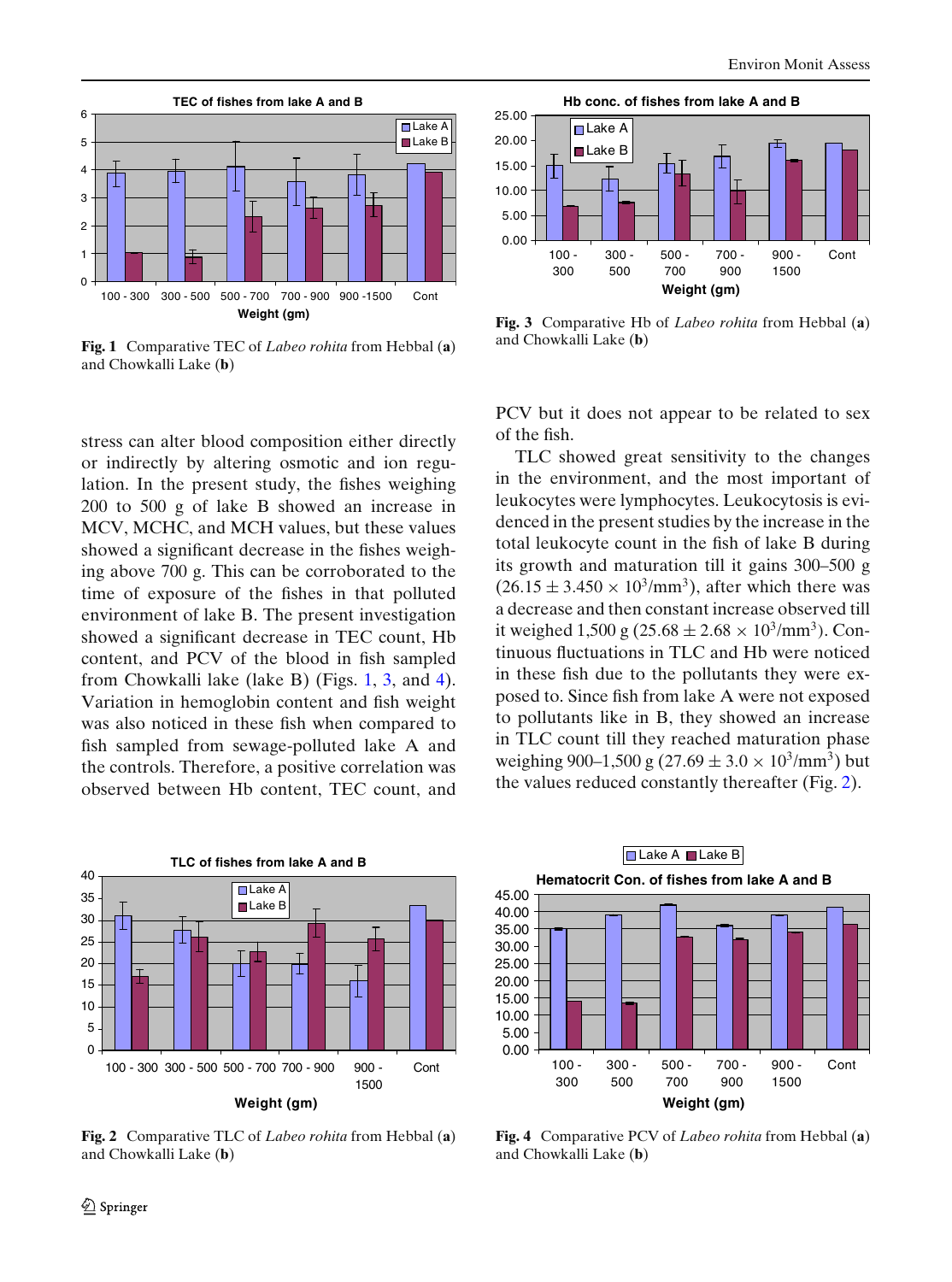Fig. 1 Comparative TEC of *Labeo rohita* from Hebbal (**a**) and Chowkalli Lake (**b**)

Fig. 3 Comparative Hb of *Labeo rohita* from Hebbal (**a**) and Chowkalli Lake (**b**)

stress can alter blood composition either directly or indirectly by altering osmotic and ion regulation. In the present study, the fishes weighing 200 to 500 g of lake B showed an increase in MCV, MCHC, and MCH values, but these values showed a significant decrease in the fishes weighing above 700 g. This can be corroborated to the time of exposure of the fishes in that polluted environment of lake B. The present investigation showed a significant decrease in TEC count, Hb content, and PCV of the blood in fish sampled from Chowkalli lake (lake B) (Figs. 1, 3, and 4). Variation in hemoglobin content and fish weight was also noticed in these fish when compared to fish sampled from sewage-polluted lake A and the controls. Therefore, a positive correlation was observed between Hb content, TEC count, and PCV but it does not appear to be related to sex of the fish.

TLC showed great sensitivity to the changes in the environment, and the most important of leukocytes were lymphocytes. Leukocytosis is evidenced in the present studies by the increase in the total leukocyte count in the fish of lake B during its growth and maturation till it gains 300–500 g ($26.15 \pm 3.450 \times 10^3/\text{mm}^3$), after which there was a decrease and then constant increase observed till it weighed 1,500 g ($25.68 \pm 2.68 \times 10^3/\text{mm}^3$). Continuous fluctuations in TLC and Hb were noticed in these fish due to the pollutants they were exposed to. Since fish from lake A were not exposed to pollutants like in B, they showed an increase in TLC count till they reached maturation phase weighing 900–1,500 g ($27.69 \pm 3.0 \times 10^3/\text{mm}^3$) but the values reduced constantly thereafter (Fig. 2).

Fig. 2 Comparative TLC of *Labeo rohita* from Hebbal (**a**) and Chowkalli Lake (**b**)

Fig. 4 Comparative PCV of *Labeo rohita* from Hebbal (**a**) and Chowkalli Lake (**b**)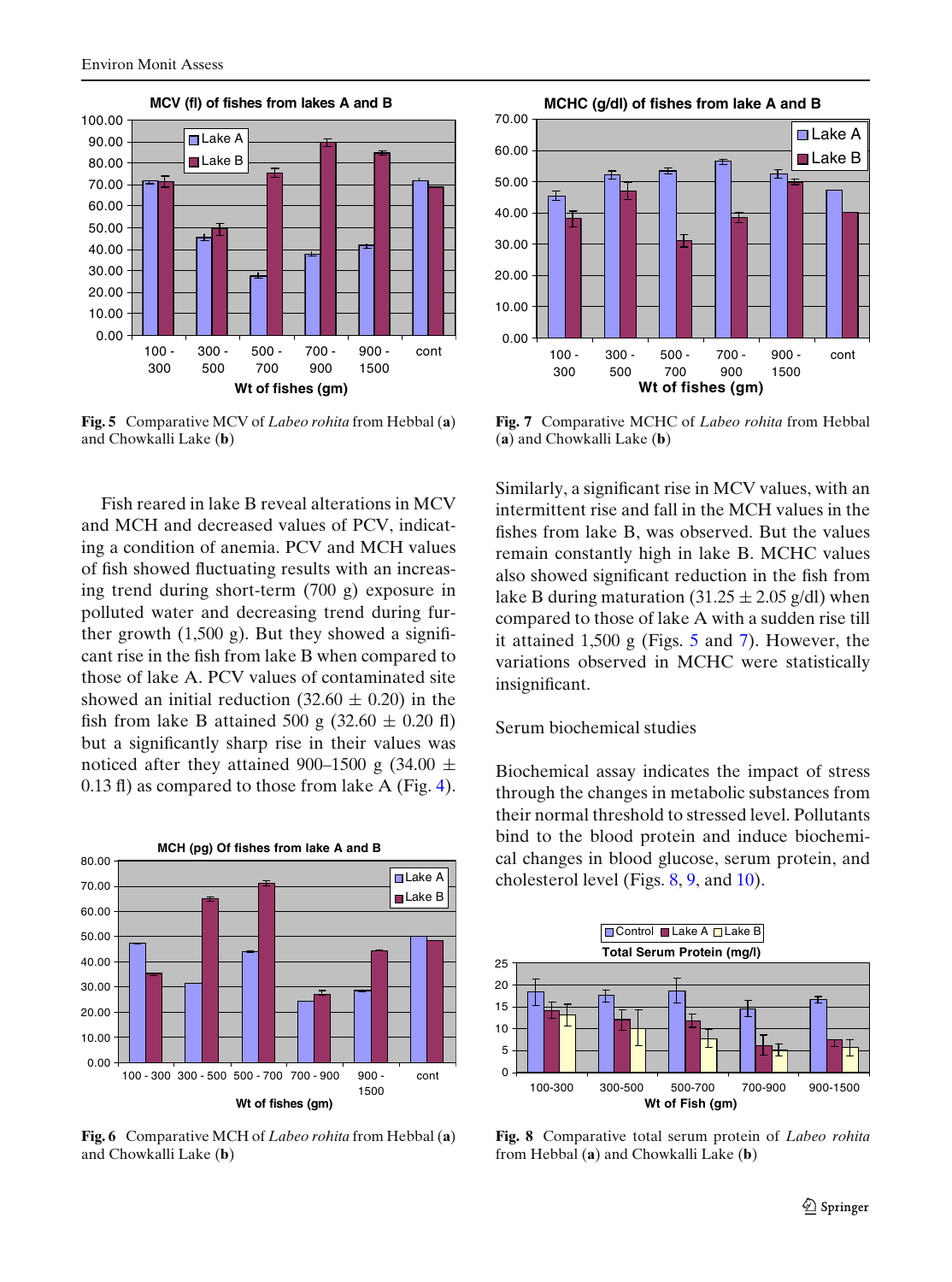Fig. 5 Comparative MCV of *Labeo rohita* from Hebbal (**a**) and Chowkalli Lake (**b**)

Fish reared in lake B reveal alterations in MCV and MCH and decreased values of PCV, indicating a condition of anemia. PCV and MCH values of fish showed fluctuating results with an increasing trend during short-term (700 g) exposure in polluted water and decreasing trend during further growth (1,500 g). But they showed a significant rise in the fish from lake B when compared to those of lake A. PCV values of contaminated site showed an initial reduction (32.60 ± 0.20) in the fish from lake B attained 500 g (32.60 ± 0.20 fl) but a significantly sharp rise in their values was noticed after they attained 900–1500 g (34.00 ± 0.13 fl) as compared to those from lake A (Fig. 4).

Fig. 6 Comparative MCH of *Labeo rohita* from Hebbal (**a**) and Chowkalli Lake (**b**)

Fig. 7 Comparative MCHC of *Labeo rohita* from Hebbal (**a**) and Chowkalli Lake (**b**)

Similarly, a significant rise in MCV values, with an intermittent rise and fall in the MCH values in the fishes from lake B, was observed. But the values remain constantly high in lake B. MCHC values also showed significant reduction in the fish from lake B during maturation (31.25 ± 2.05 g/dl) when compared to those of lake A with a sudden rise till it attained 1,500 g (Figs. 5 and 7). However, the variations observed in MCHC were statistically insignificant.

Serum biochemical studies

Biochemical assay indicates the impact of stress through the changes in metabolic substances from their normal threshold to stressed level. Pollutants bind to the blood protein and induce biochemical changes in blood glucose, serum protein, and cholesterol level (Figs. 8, 9, and 10).

Fig. 8 Comparative total serum protein of *Labeo rohita* from Hebbal (**a**) and Chowkalli Lake (**b**)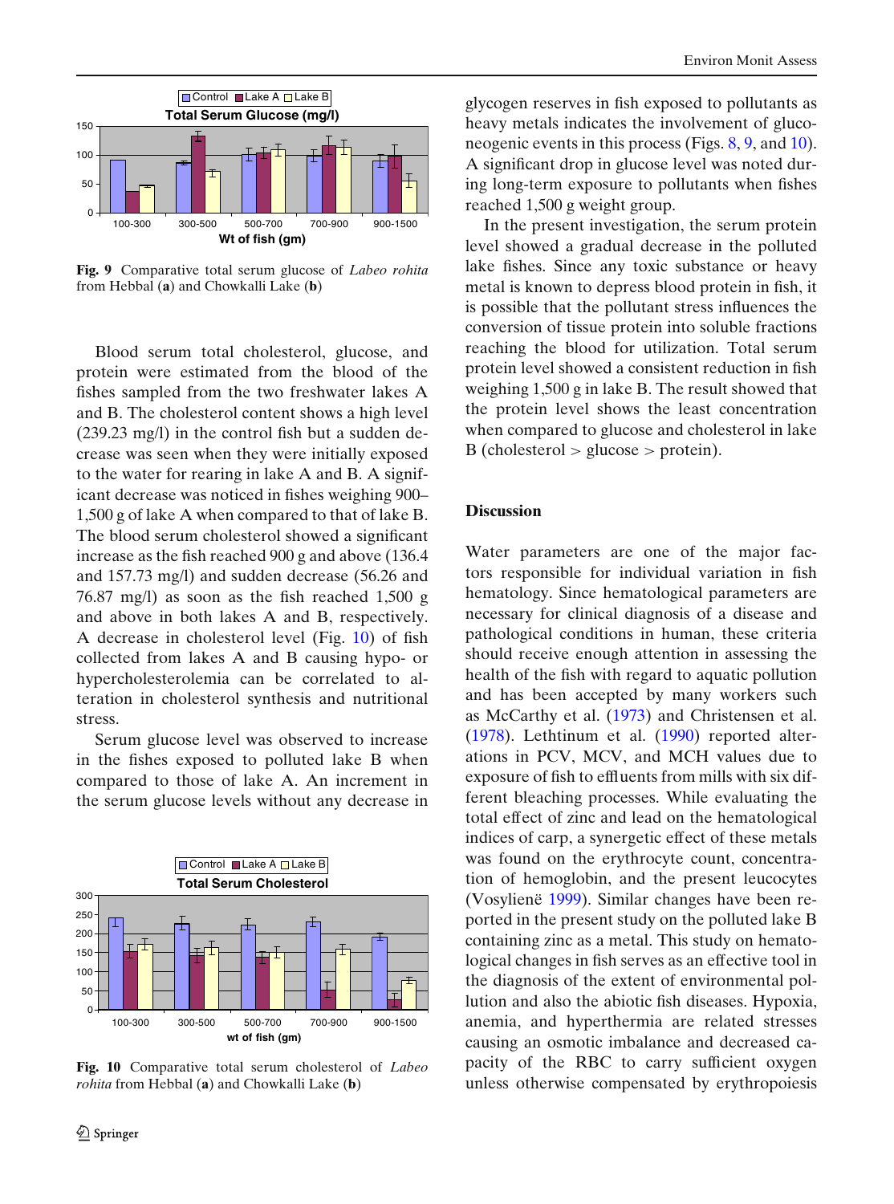Fig. 9 Comparative total serum glucose of *Labeo rohita* from Hebbal (**a**) and Chowkalli Lake (**b**)

Blood serum total cholesterol, glucose, and protein were estimated from the blood of the fishes sampled from the two freshwater lakes A and B. The cholesterol content shows a high level (239.23 mg/l) in the control fish but a sudden decrease was seen when they were initially exposed to the water for rearing in lake A and B. A significant decrease was noticed in fishes weighing 900–1,500 g of lake A when compared to that of lake B. The blood serum cholesterol showed a significant increase as the fish reached 900 g and above (136.4 and 157.73 mg/l) and sudden decrease (56.26 and 76.87 mg/l) as soon as the fish reached 1,500 g and above in both lakes A and B, respectively. A decrease in cholesterol level (Fig. 10) of fish collected from lakes A and B causing hypo- or hypercholesterolemia can be correlated to alteration in cholesterol synthesis and nutritional stress.

Serum glucose level was observed to increase in the fishes exposed to polluted lake B when compared to those of lake A. An increment in the serum glucose levels without any decrease in glycogen reserves in fish exposed to pollutants as heavy metals indicates the involvement of gluconeogenic events in this process (Figs. 8, 9, and 10). A significant drop in glucose level was noted during long-term exposure to pollutants when fishes reached 1,500 g weight group.

Fig. 10 Comparative total serum cholesterol of *Labeo rohita* from Hebbal (**a**) and Chowkalli Lake (**b**)

In the present investigation, the serum protein level showed a gradual decrease in the polluted lake fishes. Since any toxic substance or heavy metal is known to depress blood protein in fish, it is possible that the pollutant stress influences the conversion of tissue protein into soluble fractions reaching the blood for utilization. Total serum protein level showed a consistent reduction in fish weighing 1,500 g in lake B. The result showed that the protein level shows the least concentration when compared to glucose and cholesterol in lake B (cholesterol > glucose > protein).

## Discussion

Water parameters are one of the major factors responsible for individual variation in fish hematology. Since hematological parameters are necessary for clinical diagnosis of a disease and pathological conditions in human, these criteria should receive enough attention in assessing the health of the fish with regard to aquatic pollution and has been accepted by many workers such as McCarthy et al. (1973) and Christensen et al. (1978). Lethtinum et al. (1990) reported alterations in PCV, MCV, and MCH values due to exposure of fish to effluents from mills with six different bleaching processes. While evaluating the total effect of zinc and lead on the hematological indices of carp, a synergetic effect of these metals was found on the erythrocyte count, concentration of hemoglobin, and the present leucocytes (Vosylienë 1999). Similar changes have been reported in the present study on the polluted lake B containing zinc as a metal. This study on hematological changes in fish serves as an effective tool in the diagnosis of the extent of environmental pollution and also the abiotic fish diseases. Hypoxia, anemia, and hyperthermia are related stresses causing an osmotic imbalance and decreased capacity of the RBC to carry sufficient oxygen unless otherwise compensated by erythropoiesis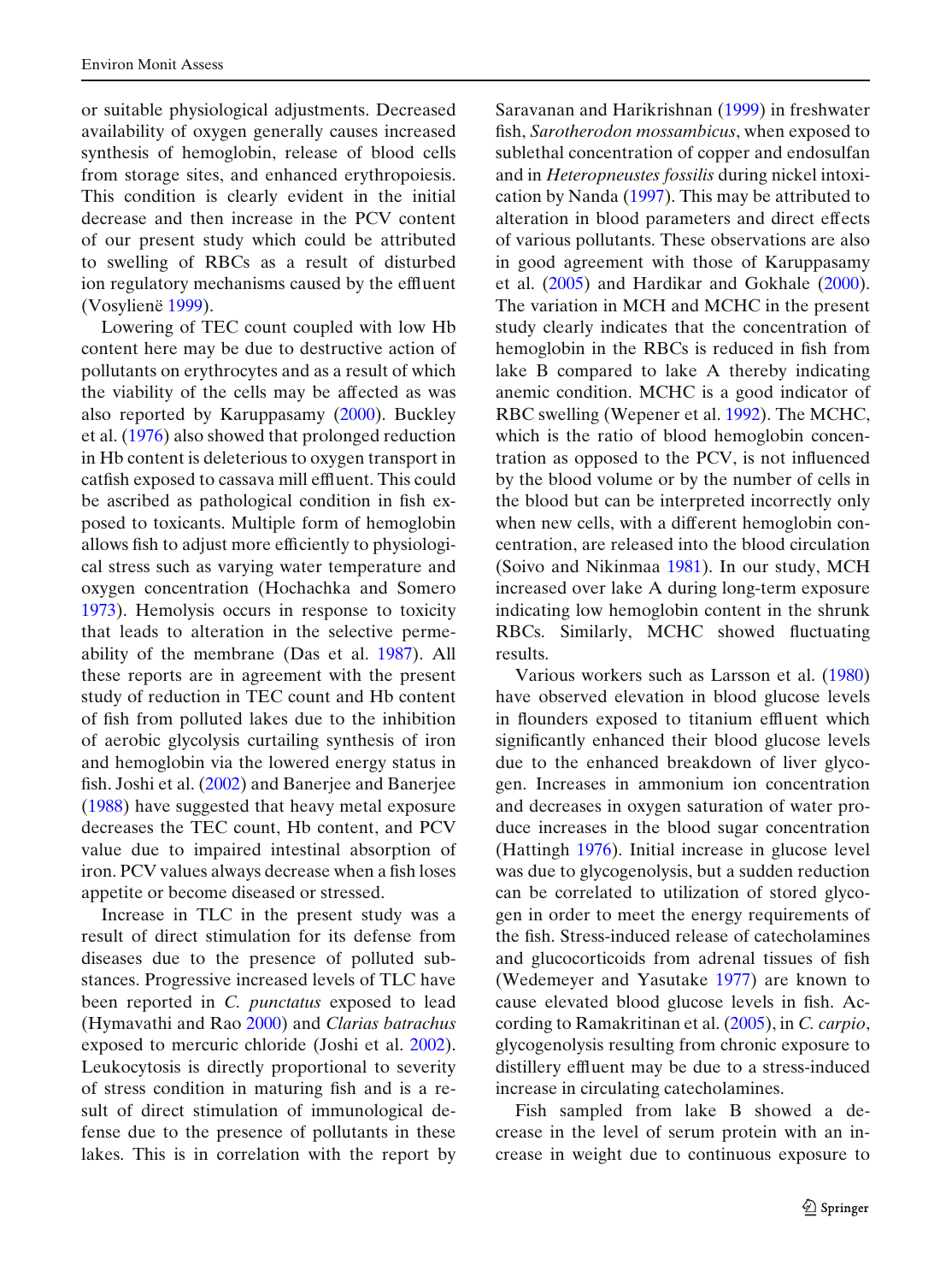or suitable physiological adjustments. Decreased availability of oxygen generally causes increased synthesis of hemoglobin, release of blood cells from storage sites, and enhanced erythropoiesis. This condition is clearly evident in the initial decrease and then increase in the PCV content of our present study which could be attributed to swelling of RBCs as a result of disturbed ion regulatory mechanisms caused by the effluent (Vosylienë 1999).

Lowering of TEC count coupled with low Hb content here may be due to destructive action of pollutants on erythrocytes and as a result of which the viability of the cells may be affected as was also reported by Karuppasamy (2000). Buckley et al. (1976) also showed that prolonged reduction in Hb content is deleterious to oxygen transport in catfish exposed to cassava mill effluent. This could be ascribed as pathological condition in fish exposed to toxicants. Multiple form of hemoglobin allows fish to adjust more efficiently to physiological stress such as varying water temperature and oxygen concentration (Hochachka and Somero 1973). Hemolysis occurs in response to toxicity that leads to alteration in the selective permeability of the membrane (Das et al. 1987). All these reports are in agreement with the present study of reduction in TEC count and Hb content of fish from polluted lakes due to the inhibition of aerobic glycolysis curtailing synthesis of iron and hemoglobin via the lowered energy status in fish. Joshi et al. (2002) and Banerjee and Banerjee (1988) have suggested that heavy metal exposure decreases the TEC count, Hb content, and PCV value due to impaired intestinal absorption of iron. PCV values always decrease when a fish loses appetite or become diseased or stressed.

Increase in TLC in the present study was a result of direct stimulation for its defense from diseases due to the presence of polluted substances. Progressive increased levels of TLC have been reported in *C. punctatus* exposed to lead (Hymavathi and Rao 2000) and *Clarias batrachus* exposed to mercuric chloride (Joshi et al. 2002). Leukocytosis is directly proportional to severity of stress condition in maturing fish and is a result of direct stimulation of immunological defense due to the presence of pollutants in these lakes. This is in correlation with the report by Saravanan and Harikrishnan (1999) in freshwater fish, *Sarotherodon mossambicus*, when exposed to sublethal concentration of copper and endosulfan and in *Heteropneustes fossilis* during nickel intoxication by Nanda (1997). This may be attributed to alteration in blood parameters and direct effects of various pollutants. These observations are also in good agreement with those of Karuppasamy et al. (2005) and Hardikar and Gokhale (2000). The variation in MCH and MCHC in the present study clearly indicates that the concentration of hemoglobin in the RBCs is reduced in fish from lake B compared to lake A thereby indicating anemic condition. MCHC is a good indicator of RBC swelling (Wepener et al. 1992). The MCHC, which is the ratio of blood hemoglobin concentration as opposed to the PCV, is not influenced by the blood volume or by the number of cells in the blood but can be interpreted incorrectly only when new cells, with a different hemoglobin concentration, are released into the blood circulation (Soivo and Nikinmaa 1981). In our study, MCH increased over lake A during long-term exposure indicating low hemoglobin content in the shrunk RBCs. Similarly, MCHC showed fluctuating results.

Various workers such as Larsson et al. (1980) have observed elevation in blood glucose levels in flounders exposed to titanium effluent which significantly enhanced their blood glucose levels due to the enhanced breakdown of liver glycogen. Increases in ammonium ion concentration and decreases in oxygen saturation of water produce increases in the blood sugar concentration (Hattingh 1976). Initial increase in glucose level was due to glycogenolysis, but a sudden reduction can be correlated to utilization of stored glycogen in order to meet the energy requirements of the fish. Stress-induced release of catecholamines and glucocorticoids from adrenal tissues of fish (Wedemeyer and Yasutake 1977) are known to cause elevated blood glucose levels in fish. According to Ramakritinan et al. (2005), in *C. carpio*, glycogenolysis resulting from chronic exposure to distillery effluent may be due to a stress-induced increase in circulating catecholamines.

Fish sampled from lake B showed a decrease in the level of serum protein with an increase in weight due to continuous exposure to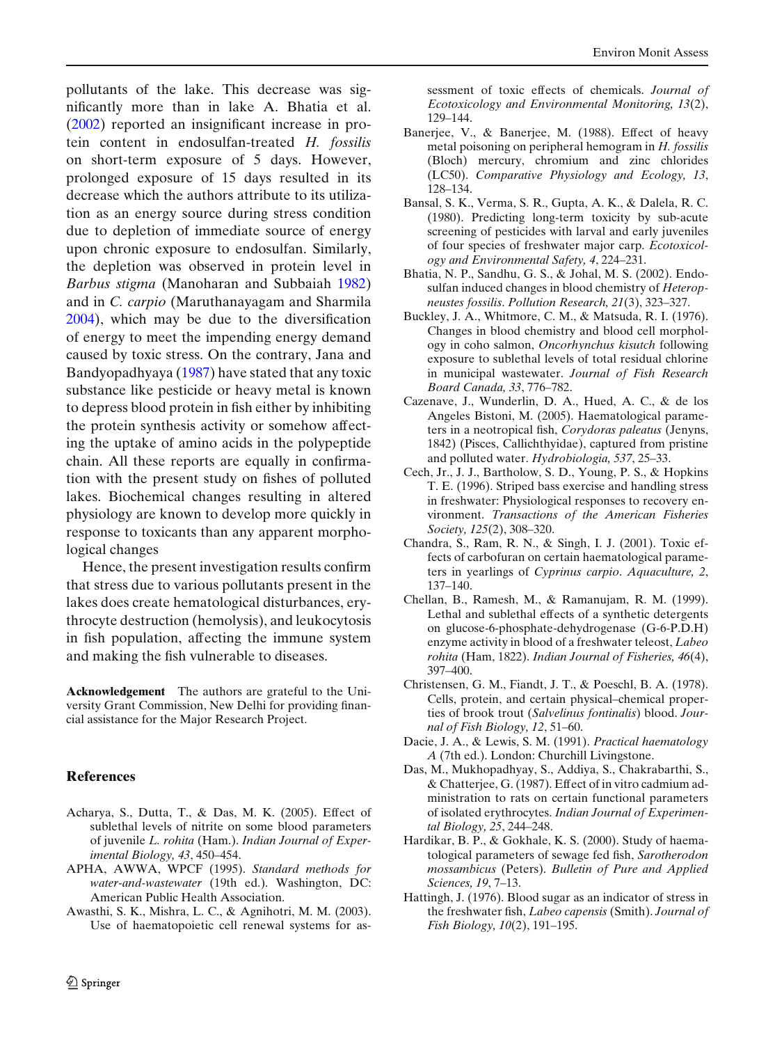pollutants of the lake. This decrease was significantly more than in lake A. Bhatia et al. (2002) reported an insignificant increase in protein content in endosulfan-treated *H. fossilis* on short-term exposure of 5 days. However, prolonged exposure of 15 days resulted in its decrease which the authors attribute to its utilization as an energy source during stress condition due to depletion of immediate source of energy upon chronic exposure to endosulfan. Similarly, the depletion was observed in protein level in *Barbus stigma* (Manoharan and Subbaiah 1982) and in *C. carpio* (Maruthanayagam and Sharmila 2004), which may be due to the diversification of energy to meet the impending energy demand caused by toxic stress. On the contrary, Jana and Bandyopadhyaya (1987) have stated that any toxic substance like pesticide or heavy metal is known to depress blood protein in fish either by inhibiting the protein synthesis activity or somehow affecting the uptake of amino acids in the polypeptide chain. All these reports are equally in confirmation with the present study on fishes of polluted lakes. Biochemical changes resulting in altered physiology are known to develop more quickly in response to toxicants than any apparent morphological changes

Hence, the present investigation results confirm that stress due to various pollutants present in the lakes does create hematological disturbances, erythrocyte destruction (hemolysis), and leukocytosis in fish population, affecting the immune system and making the fish vulnerable to diseases.

**Acknowledgement** The authors are grateful to the University Grant Commission, New Delhi for providing financial assistance for the Major Research Project.

## References

Acharya, S., Dutta, T., & Das, M. K. (2005). Effect of sublethal levels of nitrite on some blood parameters of juvenile *L. rohita* (Ham.). *Indian Journal of Experimental Biology, 43*, 450–454.

APHA, AWWA, WPCF (1995). *Standard methods for water-and-wastewater* (19th ed.). Washington, DC: American Public Health Association.

Awasthi, S. K., Mishra, L. C., & Agnihotri, M. M. (2003). Use of haematopoietic cell renewal systems for assessment of toxic effects of chemicals. *Journal of Ecotoxicology and Environmental Monitoring, 13*(2), 129–144.

Banerjee, V., & Banerjee, M. (1988). Effect of heavy metal poisoning on peripheral hemogram in *H. fossilis* (Bloch) mercury, chromium and zinc chlorides (LC50). *Comparative Physiology and Ecology, 13*, 128–134.

Bansal, S. K., Verma, S. R., Gupta, A. K., & Dalela, R. C. (1980). Predicting long-term toxicity by sub-acute screening of pesticides with larval and early juveniles of four species of freshwater major carp. *Ecotoxicology and Environmental Safety, 4*, 224–231.

Bhatia, N. P., Sandhu, G. S., & Johal, M. S. (2002). Endosulfan induced changes in blood chemistry of *Heteropneustes fossilis*. *Pollution Research, 21*(3), 323–327.

Buckley, J. A., Whitmore, C. M., & Matsuda, R. I. (1976). Changes in blood chemistry and blood cell morphology in coho salmon, *Oncorhynchus kisutch* following exposure to sublethal levels of total residual chlorine in municipal wastewater. *Journal of Fish Research Board Canada, 33*, 776–782.

Cazenave, J., Wunderlin, D. A., Hued, A. C., & de los Angeles Bistoni, M. (2005). Haematological parameters in a neotropical fish, *Corydoras paleatus* (Jenyns, 1842) (Pisces, Callichthyidae), captured from pristine and polluted water. *Hydrobiologia, 537*, 25–33.

Cech, Jr., J. J., Bartholow, S. D., Young, P. S., & Hopkins T. E. (1996). Striped bass exercise and handling stress in freshwater: Physiological responses to recovery environment. *Transactions of the American Fisheries Society, 125*(2), 308–320.

Chandra, S., Ram, R. N., & Singh, I. J. (2001). Toxic effects of carbofuran on certain haematological parameters in yearlings of *Cyprinus carpio*. *Aquaculture, 2*, 137–140.

Chellan, B., Ramesh, M., & Ramanujam, R. M. (1999). Lethal and sublethal effects of a synthetic detergents on glucose-6-phosphate-dehydrogenase (G-6-P.D.H) enzyme activity in blood of a freshwater teleost, *Labeo rohita* (Ham, 1822). *Indian Journal of Fisheries, 46*(4), 397–400.

Christensen, G. M., Fiandt, J. T., & Poeschl, B. A. (1978). Cells, protein, and certain physical–chemical properties of brook trout (*Salvelinus fontinalis*) blood. *Journal of Fish Biology, 12*, 51–60.

Dacie, J. A., & Lewis, S. M. (1991). *Practical haematology A* (7th ed.). London: Churchill Livingstone.

Das, M., Mukhopadhyay, S., Addiya, S., Chakrabarthi, S., & Chatterjee, G. (1987). Effect of in vitro cadmium administration to rats on certain functional parameters of isolated erythrocytes. *Indian Journal of Experimental Biology, 25*, 244–248.

Hardikar, B. P., & Gokhale, K. S. (2000). Study of haematological parameters of sewage fed fish, *Sarotherodon mossambicus* (Peters). *Bulletin of Pure and Applied Sciences, 19*, 7–13.

Hattingh, J. (1976). Blood sugar as an indicator of stress in the freshwater fish, *Labeo capensis* (Smith). *Journal of Fish Biology, 10*(2), 191–195.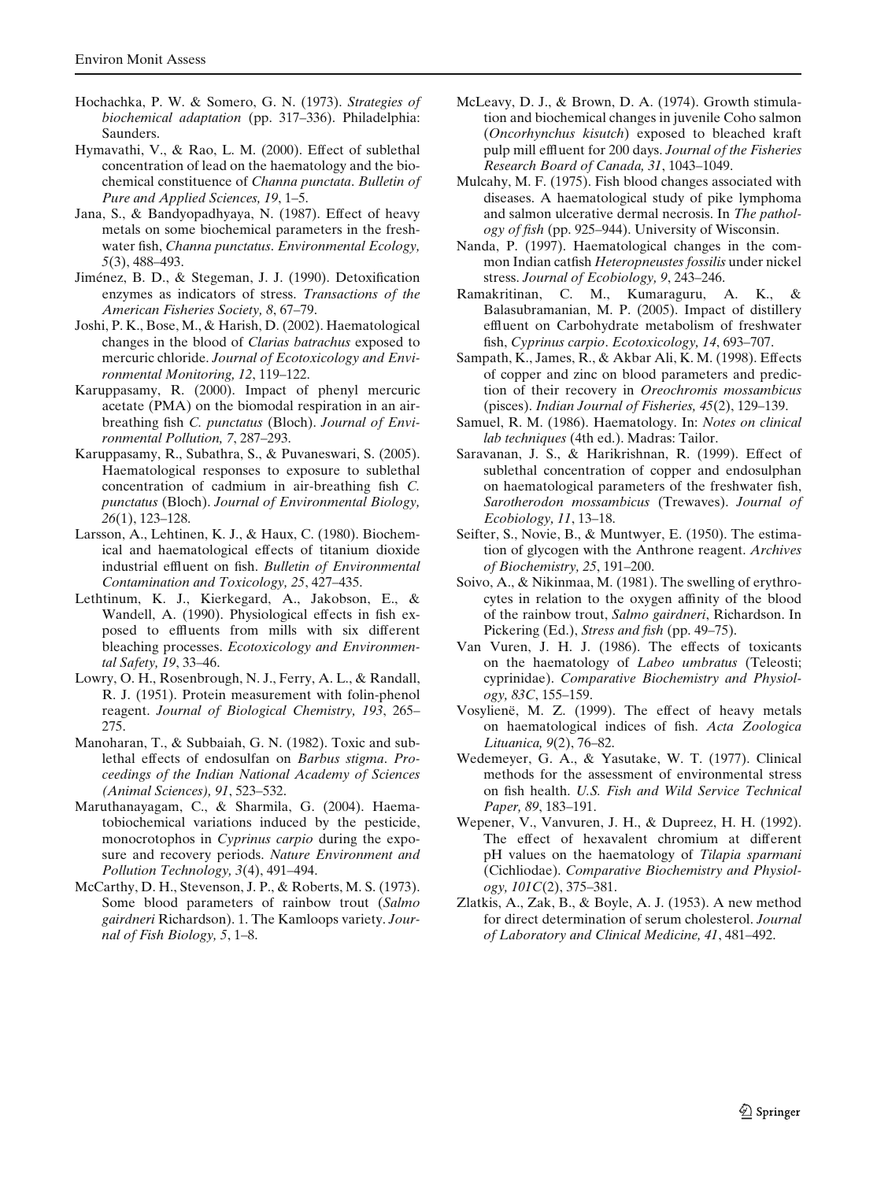Hochachka, P. W. & Somero, G. N. (1973). *Strategies of biochemical adaptation* (pp. 317–336). Philadelphia: Saunders.

Hymavathi, V., & Rao, L. M. (2000). Effect of sublethal concentration of lead on the haematology and the biochemical constituence of *Channa punctata*. *Bulletin of Pure and Applied Sciences, 19*, 1–5.

Jana, S., & Bandyopadhyaya, N. (1987). Effect of heavy metals on some biochemical parameters in the freshwater fish, *Channa punctatus*. *Environmental Ecology, 5*(3), 488–493.

Jiménez, B. D., & Stegeman, J. J. (1990). Detoxification enzymes as indicators of stress. *Transactions of the American Fisheries Society, 8*, 67–79.

Joshi, P. K., Bose, M., & Harish, D. (2002). Haematological changes in the blood of *Clarias batrachus* exposed to mercuric chloride. *Journal of Ecotoxicology and Environmental Monitoring, 12*, 119–122.

Karuppasamy, R. (2000). Impact of phenyl mercuric acetate (PMA) on the biomodal respiration in an air-breathing fish *C. punctatus* (Bloch). *Journal of Environmental Pollution, 7*, 287–293.

Karuppasamy, R., Subathra, S., & Puvaneswari, S. (2005). Haematological responses to exposure to sublethal concentration of cadmium in air-breathing fish *C. punctatus* (Bloch). *Journal of Environmental Biology, 26*(1), 123–128.

Larsson, A., Lehtinen, K. J., & Haux, C. (1980). Biochemical and haematological effects of titanium dioxide industrial effluent on fish. *Bulletin of Environmental Contamination and Toxicology, 25*, 427–435.

Lethtinum, K. J., Kierkegard, A., Jakobson, E., & Wandell, A. (1990). Physiological effects in fish exposed to effluents from mills with six different bleaching processes. *Ecotoxicology and Environmental Safety, 19*, 33–46.

Lowry, O. H., Rosenbrough, N. J., Ferry, A. L., & Randall, R. J. (1951). Protein measurement with folin-phenol reagent. *Journal of Biological Chemistry, 193*, 265–275.

Manoharan, T., & Subbaiah, G. N. (1982). Toxic and sublethal effects of endosulfan on *Barbus stigma*. *Proceedings of the Indian National Academy of Sciences (Animal Sciences), 91*, 523–532.

Maruthanayagam, C., & Sharmila, G. (2004). Haematobiochemical variations induced by the pesticide, monocrotophos in *Cyprinus carpio* during the exposure and recovery periods. *Nature Environment and Pollution Technology, 3*(4), 491–494.

McCarthy, D. H., Stevenson, J. P., & Roberts, M. S. (1973). Some blood parameters of rainbow trout (*Salmo gairdneri* Richardson). 1. The Kamloops variety. *Journal of Fish Biology, 5*, 1–8.

McLeavy, D. J., & Brown, D. A. (1974). Growth stimulation and biochemical changes in juvenile Coho salmon (*Oncorhynchus kisutch*) exposed to bleached kraft pulp mill effluent for 200 days. *Journal of the Fisheries Research Board of Canada, 31*, 1043–1049.

Mulcahy, M. F. (1975). Fish blood changes associated with diseases. A haematological study of pike lymphoma and salmon ulcerative dermal necrosis. In *The pathology of fish* (pp. 925–944). University of Wisconsin.

Nanda, P. (1997). Haematological changes in the common Indian catfish *Heteropneustes fossilis* under nickel stress. *Journal of Ecobiology, 9*, 243–246.

Ramakritinan, C. M., Kumaraguru, A. K., & Balasubramanian, M. P. (2005). Impact of distillery effluent on Carbohydrate metabolism of freshwater fish, *Cyprinus carpio*. *Ecotoxicology, 14*, 693–707.

Sampath, K., James, R., & Akbar Ali, K. M. (1998). Effects of copper and zinc on blood parameters and prediction of their recovery in *Oreochromis mossambicus* (pisces). *Indian Journal of Fisheries, 45*(2), 129–139.

Samuel, R. M. (1986). Haematology. In: *Notes on clinical lab techniques* (4th ed.). Madras: Tailor.

Saravanan, J. S., & Harikrishnan, R. (1999). Effect of sublethal concentration of copper and endosulphan on haematological parameters of the freshwater fish, *Sarotherodon mossambicus* (Trewaves). *Journal of Ecobiology, 11*, 13–18.

Seifter, S., Novie, B., & Muntwyer, E. (1950). The estimation of glycogen with the Anthrone reagent. *Archives of Biochemistry, 25*, 191–200.

Soivo, A., & Nikinmaa, M. (1981). The swelling of erythrocytes in relation to the oxygen affinity of the blood of the rainbow trout, *Salmo gairdneri*, Richardson. In Pickering (Ed.), *Stress and fish* (pp. 49–75).

Van Vuren, J. H. J. (1986). The effects of toxicants on the haematology of *Labeo umbratus* (Teleosti; cyprinidae). *Comparative Biochemistry and Physiology, 83C*, 155–159.

Vosylienë, M. Z. (1999). The effect of heavy metals on haematological indices of fish. *Acta Zoologica Lituanica, 9*(2), 76–82.

Wedemeyer, G. A., & Yasutake, W. T. (1977). Clinical methods for the assessment of environmental stress on fish health. *U.S. Fish and Wild Service Technical Paper, 89*, 183–191.

Wepener, V., Vanvuren, J. H., & Dupreez, H. H. (1992). The effect of hexavalent chromium at different pH values on the haematology of *Tilapia sparmani* (Cichliodae). *Comparative Biochemistry and Physiology, 101C*(2), 375–381.

Zlatkis, A., Zak, B., & Boyle, A. J. (1953). A new method for direct determination of serum cholesterol. *Journal of Laboratory and Clinical Medicine, 41*, 481–492.